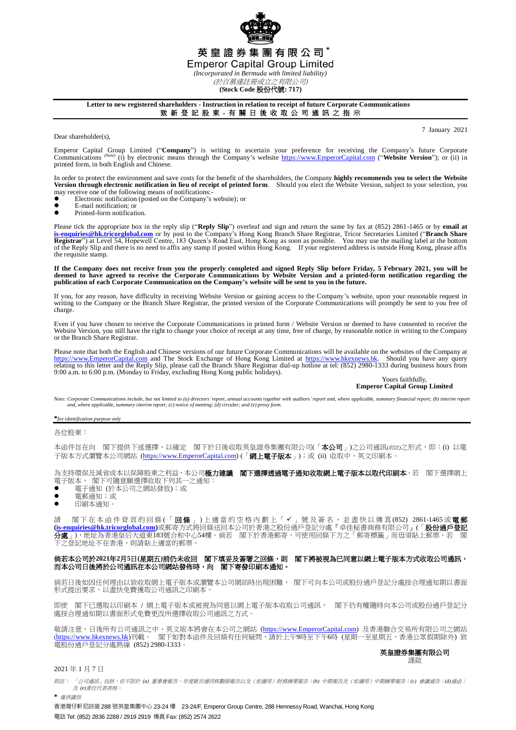# 英皇證券集團有限公司*

# Emperor Capital Group Limited

*(Incorporated in Bermuda with limited liability)*

*(於百慕達註冊成立之有限公司)*

**(Stock Code 股份代號: 717)**

**Letter to new registered shareholders - Instruction in relation to receipt of future Corporate Communications**

**致新登記股東 - 有關日後收取公司通訊之指示**

7 January 2021

Dear shareholder(s),

Emperor Capital Group Limited ("**Company**") is writing to ascertain your preference for receiving the Company's future Corporate Communications *(Note)* (i) by electronic means through the Company's website https://www.EmperorCapital.com ("**Website Version**"); or (ii) in printed form, in both English and Chinese.

In order to protect the environment and save costs for the benefit of the shareholders, the Company **highly recommends you to select the Website Version through electronic notification in lieu of receipt of printed form**. Should you elect the Website Version, subject to your selection, you may receive one of the following means of notifications:-

- Electronic notification (posted on the Company's website); or
- E-mail notification; or
- Printed-form notification.

Please tick the appropriate box in the reply slip ("**Reply Slip**") overleaf and sign and return the same by fax at (852) 2861-1465 or by **email at is-enquiries@hk.tricorglobal.com** or by post to the Company's Hong Kong Branch Share Registrar, Tricor Secretaries Limited ("**Branch Share Registrar**") at Level 54, Hopewell Centre, 183 Queen's Road East, Hong Kong as soon as possible. You may use the mailing label at the bottom of the Reply Slip and there is no need to affix any stamp if posted within Hong Kong. If your registered address is outside Hong Kong, please affix the requisite stamp.

**If the Company does not receive from you the properly completed and signed Reply Slip before Friday, 5 February 2021, you will be deemed to have agreed to receive the Corporate Communications by Website Version and a printed-form notification regarding the publication of each Corporate Communication on the Company's website will be sent to you in the future.**

If you, for any reason, have difficulty in receiving Website Version or gaining access to the Company's website, upon your reasonable request in writing to the Company or the Branch Share Registrar, the printed version of the Corporate Communications will promptly be sent to you free of charge.

Even if you have chosen to receive the Corporate Communications in printed form / Website Version or deemed to have consented to receive the Website Version, you still have the right to change your choice of receipt at any time, free of charge, by reasonable notice in writing to the Company or the Branch Share Registrar.

Please note that both the English and Chinese versions of our future Corporate Communications will be available on the websites of the Company at https://www.EmperorCapital.com and The Stock Exchange of Hong Kong Limited at https://www.hkexnews.hk. Should you have any query relating to this letter and the Reply Slip, please call the Branch Share Registrar dial-up hotline at tel: (852) 2980-1333 during business hours from 9:00 a.m. to 6:00 p.m. (Monday to Friday, excluding Hong Kong public holidays).

Yours faithfully,
**Emperor Capital Group Limited**

*Note: Corporate Communications include, but not limited to (a) directors' report, annual accounts together with auditors' report and, where applicable, summary financial report; (b) interim report and, where applicable, summary interim report; (c) notice of meeting; (d) circular; and (e) proxy form.*

*\*for identification purpose only*

---

各位股東：

本函件旨在向　閣下提供下述選擇，以確定　閣下於日後收取英皇證券集團有限公司(「**本公司**」)之公司通訊*(附註)*之形式，即：(i) 以電子版本方式瀏覽本公司網站 (https://www.EmperorCapital.com) (「**網上電子版本**」)；或 (ii) 收取中、英文印刷本。

為支持環保及減省成本以保障股東之利益，本公司**極力建議　閣下選擇透過電子通知收取網上電子版本以取代印刷本**。若　閣下選擇網上電子版本，　閣下可隨意願選擇收取下列其一之通知：

- 電子通知 (於本公司之網站發放)；或
- 電郵通知；或
- 印刷本通知。

請　閣下在本函件背頁的回條(「**回條**」)上適當的空格內劃上「✓」號及簽名，並盡快以傳真(852) 2861-1465或**電郵(is-enquiries@hk.tricorglobal.com)**或郵寄方式將回條送回本公司於香港之股份過戶登記分處『卓佳秘書商務有限公司』(「**股份過戶登記分處**」)，地址為香港皇后大道東183號合和中心54樓。倘若　閣下於香港郵寄，可使用回條下方之「郵寄標籤」而毋須貼上郵票。若　閣下之登記地址不在香港，則請貼上適當的郵票。

**倘若本公司於2021年2月5日(星期五)前仍未收回　閣下填妥及簽署之回條，則　閣下將被視為已同意以網上電子版本方式收取公司通訊，而本公司日後將於公司通訊在本公司網站發佈時，向　閣下寄發印刷本通知。**

倘若日後如因任何理由以致收取網上電子版本或瀏覽本公司網站時出現困難，　閣下可向本公司或股份過戶登記分處按合理通知期以書面形式提出要求，以盡快免費獲取公司通訊之印刷本。

即使　閣下已選取以印刷本 / 網上電子版本或被視為同意以網上電子版本收取公司通訊，　閣下仍有權隨時向本公司或股份過戶登記分處按合理通知期以書面形式免費更改所選擇收取公司通訊之方式。

敬請注意，日後所有公司通訊之中、英文版本將會在本公司之網站 (https://www.EmperorCapital.com) 及香港聯合交易所有限公司之網站 (https://www.hkexnews.hk)刊載。　閣下如對本函件及回條有任何疑問，請於上午9時至下午6時 (星期一至星期五，香港公眾假期除外) 致電股份過戶登記分處熱線 (852) 2980-1333。

**英皇證券集團有限公司**
謹啟

2021年1月7日

*附註：「公司通訊」包括，但不限於 (a) 董事會報告、年度賬目連同核數師報告以及（如適用）財務摘要報告；(b) 中期報告及（如適用）中期摘要報告；(c) 會議通告；(d)通函；及 (e)委任代表表格。*

*\* 僅供識別*

香港灣仔軒尼詩道288號英皇集團中心23-24樓　23-24/F, Emperor Group Centre, 288 Hennessy Road, Wanchai, Hong Kong

電話 Tel: (852) 2836 2288 / 2919 2919　傳真 Fax: (852) 2574 2622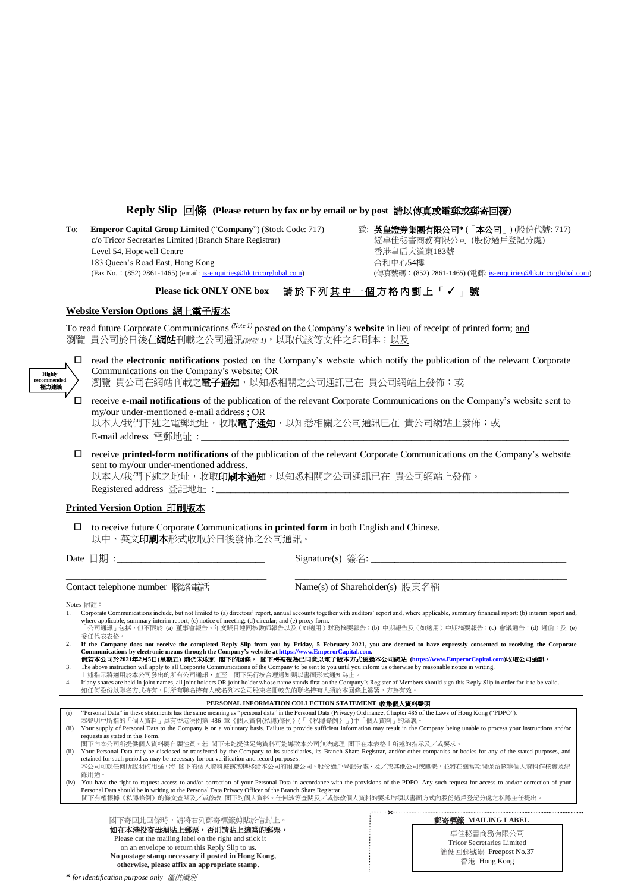# Reply Slip 回條 (Please return by fax or by email or by post 請以傳真或電郵或郵寄回覆)

To: **Emperor Capital Group Limited** ("**Company**") (Stock Code: 717)
c/o Tricor Secretaries Limited (Branch Share Registrar)
Level 54, Hopewell Centre
183 Queen's Road East, Hong Kong
(Fax No.：(852) 2861-1465) (email: is-enquiries@hk.tricorglobal.com)

致: **英皇證券集團有限公司*** (「**本公司**」) (股份代號: 717)
經卓佳秘書商務有限公司 (股份過戶登記分處)
香港皇后大道東183號
合和中心54樓
(傳真號碼：(852) 2861-1465) (電郵: is-enquiries@hk.tricorglobal.com)

**Please tick ONLY ONE box 請於下列其中一個方格內劃上「✓」號**

## Website Version Options 網上電子版本

To read future Corporate Communications [(Note 1)] posted on the Company's **website** in lieu of receipt of printed form; and
瀏覽 貴公司於日後在**網站**刊載之公司通訊(附註 1)，以取代該等文件之印刷本；以及

**Highly recommended 極力建議**

☐ read the **electronic notifications** posted on the Company's website which notify the publication of the relevant Corporate Communications on the Company's website; OR
瀏覽 貴公司在網站刊載之**電子通知**，以知悉相關之公司通訊已在 貴公司網站上發佈；或

☐ receive **e-mail notifications** of the publication of the relevant Corporate Communications on the Company's website sent to my/our under-mentioned e-mail address ; OR
以本人/我們下述之電郵地址，收取**電子通知**，以知悉相關之公司通訊已在 貴公司網站上發佈；或
E-mail address 電郵地址：\_\_\_\_\_\_\_\_\_\_\_\_\_\_\_\_\_\_\_\_\_\_\_\_\_\_\_\_\_\_

☐ receive **printed-form notifications** of the publication of the relevant Corporate Communications on the Company's website sent to my/our under-mentioned address.
以本人/我們下述之地址，收取**印刷本通知**，以知悉相關之公司通訊已在 貴公司網站上發佈。
Registered address 登記地址：\_\_\_\_\_\_\_\_\_\_\_\_\_\_\_\_\_\_\_\_\_\_\_\_\_\_\_\_\_\_

## Printed Version Option 印刷版本

☐ to receive future Corporate Communications **in printed form** in both English and Chinese.
以中、英文**印刷本**形式收取於日後發佈之公司通訊。

Date 日期：\_\_\_\_\_\_\_\_\_\_\_\_\_\_\_\_\_\_\_\_ Signature(s) 簽名: \_\_\_\_\_\_\_\_\_\_\_\_\_\_\_\_\_\_\_\_

Contact telephone number 聯絡電話 \_\_\_\_\_\_\_\_\_\_\_\_\_\_\_\_\_\_\_\_ Name(s) of Shareholder(s) 股東名稱 \_\_\_\_\_\_\_\_\_\_\_\_\_\_\_\_\_\_\_\_

Notes 附註：

1. Corporate Communications include, but not limited to (a) directors' report, annual accounts together with auditors' report and, where applicable, summary financial report; (b) interim report and, where applicable, summary interim report; (c) notice of meeting; (d) circular; and (e) proxy form.
「公司通訊」包括，但不限於 (a) 董事會報告、年度賬目連同核數師報告以及（如適用）財務摘要報告；(b) 中期報告及（如適用）中期摘要報告；(c) 會議通告；(d) 通函；及 (e) 委任代表表格。
2. **If the Company does not receive the completed Reply Slip from you by Friday, 5 February 2021, you are deemed to have expressly consented to receiving the Corporate Communications by electronic means through the Company's website at https://www.EmperorCapital.com.**
**倘若本公司於2021年2月5日(星期五) 前仍未收到 閣下的回條， 閣下將被視為已同意以電子版本方式透過本公司網站 (https://www.EmperorCapital.com)收取公司通訊。**
3. The above instruction will apply to all Corporate Communications of the Company to be sent to you until you inform us otherwise by reasonable notice in writing.
上述指示將適用於本公司發出的所有公司通訊，直至 閣下另行按合理通知期以書面形式通知為止。
4. If any shares are held in joint names, all joint holders OR joint holder whose name stands first on the Company's Register of Members should sign this Reply Slip in order for it to be valid.
如任何股份以聯名方式持有，則所有聯名持有人或名列本公司股東名冊較先的聯名持有人須於本回條上簽署，方為有效。

### PERSONAL INFORMATION COLLECTION STATEMENT 收集個人資料聲明

(i) "Personal Data" in these statements has the same meaning as "personal data" in the Personal Data (Privacy) Ordinance, Chapter 486 of the Laws of Hong Kong ("PDPO").
本聲明中所指的「個人資料」具有香港法例第 486 章《個人資料(私隱)條例》(「《私隱條例》」)中「個人資料」的涵義。

(ii) Your supply of Personal Data to the Company is on a voluntary basis. Failure to provide sufficient information may result in the Company being unable to process your instructions and/or requests as stated in this Form.
閣下向本公司所提供個人資料屬自願性質。若 閣下未能提供足夠資料可能導致本公司無法處理 閣下在本表格上所述的指示及／或要求。

(ii) Your Personal Data may be disclosed or transferred by the Company to its subsidiaries, its Branch Share Registrar, and/or other companies or bodies for any of the stated purposes, and retained for such period as may be necessary for our verification and record purposes.
本公司可就任何所說明的用途，將 閣下的個人資料披露或轉移給本公司的附屬公司、股份過戶登記分處、及／或其他公司或團體，並將在適當期間保留該等個人資料作核實及紀錄用途。

(iv) You have the right to request access to and/or correction of your Personal Data in accordance with the provisions of the PDPO. Any such request for access to and/or correction of your Personal Data should be in writing to the Personal Data Privacy Officer of the Branch Share Registrar.
閣下有權根據《私隱條例》的條文查閱及／或修改 閣下的個人資料。任何該等查閱及／或修改個人資料的要求均須以書面方式向股份過戶登記分處之私隱主任提出。

閣下寄回此回條時，請將右列郵寄標籤剪貼於信封上。
**如在本港投寄毋須貼上郵票，否則請貼上適當的郵票。**
Please cut the mailing label on the right and stick it on an envelope to return this Reply Slip to us.
**No postage stamp necessary if posted in Hong Kong, otherwise, please affix an appropriate stamp.**

**郵寄標籤 MAILING LABEL**

卓佳秘書商務有限公司
Tricor Secretaries Limited
簡便回郵號碼 Freepost No.37
香港 Hong Kong

*\* for identification purpose only 僅供識別*